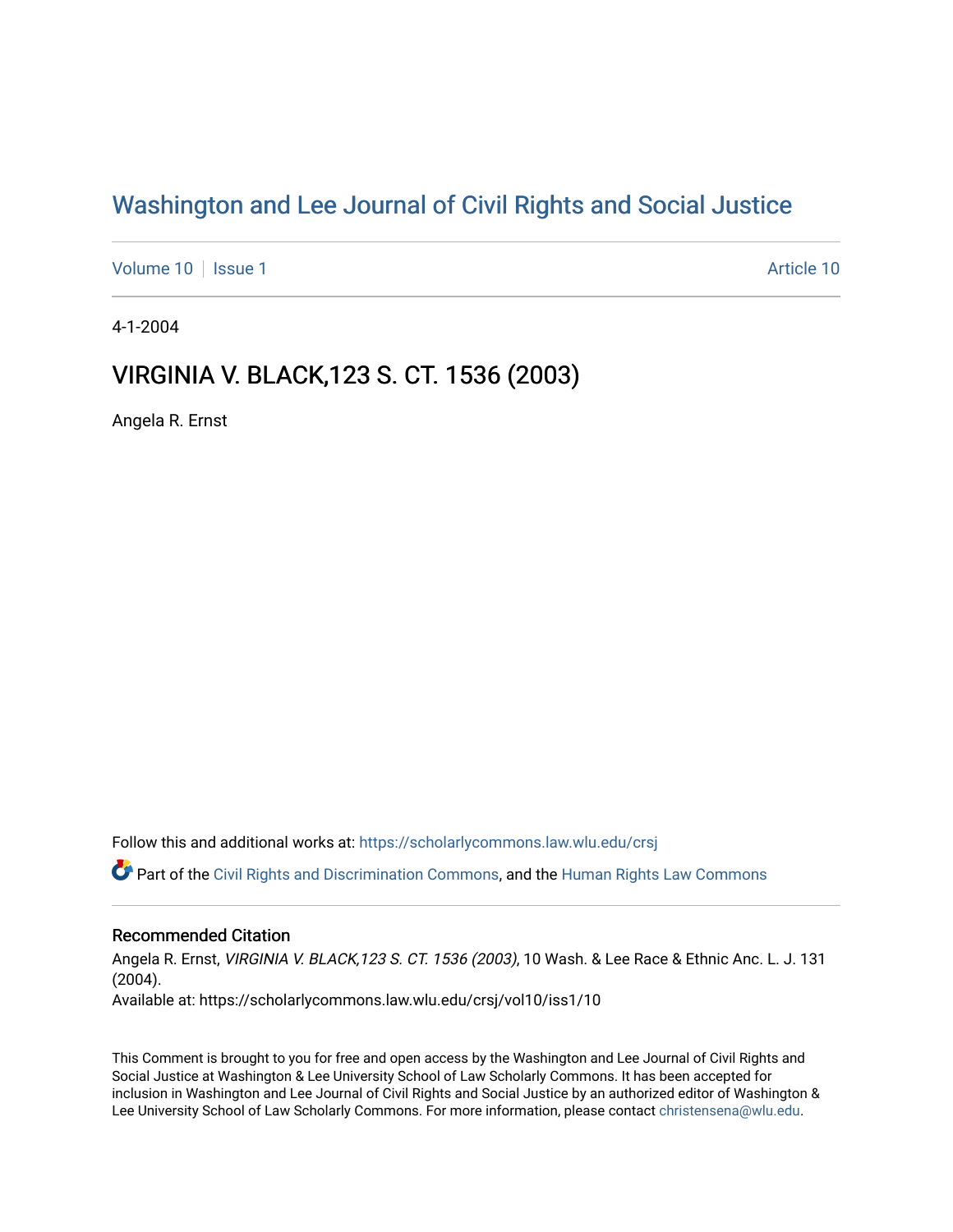# Washington and Lee Journal of Civil Rights and Social Justice

Volume 10 | Issue 1 Article 10

4-1-2004

## VIRGINIA V. BLACK,123 S. CT. 1536 (2003)

Angela R. Ernst

Follow this and additional works at: https://scholarlycommons.law.wlu.edu/crsj

Part of the Civil Rights and Discrimination Commons, and the Human Rights Law Commons

### Recommended Citation

Angela R. Ernst, *VIRGINIA V. BLACK,123 S. CT. 1536 (2003)*, 10 Wash. & Lee Race & Ethnic Anc. L. J. 131 (2004).

Available at: https://scholarlycommons.law.wlu.edu/crsj/vol10/iss1/10

This Comment is brought to you for free and open access by the Washington and Lee Journal of Civil Rights and Social Justice at Washington & Lee University School of Law Scholarly Commons. It has been accepted for inclusion in Washington and Lee Journal of Civil Rights and Social Justice by an authorized editor of Washington & Lee University School of Law Scholarly Commons. For more information, please contact christensena@wlu.edu.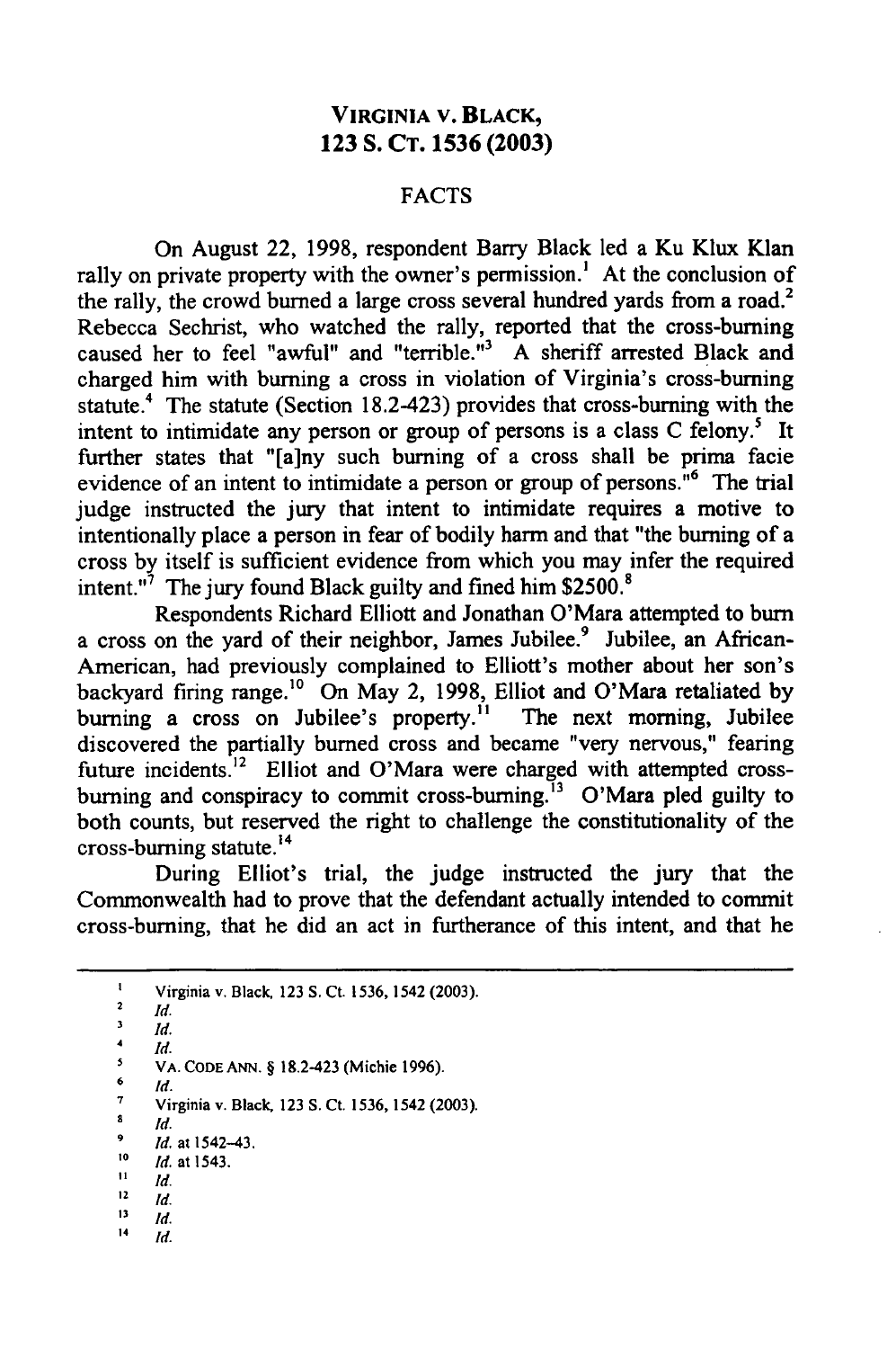## VIRGINIA V. BLACK, 123 S. CT. 1536 (2003)

### FACTS

On August 22, 1998, respondent Barry Black led a Ku Klux Klan rally on private property with the owner's permission.[1] At the conclusion of the rally, the crowd burned a large cross several hundred yards from a road.[2] Rebecca Sechrist, who watched the rally, reported that the cross-burning caused her to feel "awful" and "terrible."[3] A sheriff arrested Black and charged him with burning a cross in violation of Virginia's cross-burning statute.[4] The statute (Section 18.2-423) provides that cross-burning with the intent to intimidate any person or group of persons is a class C felony.[5] It further states that "[a]ny such burning of a cross shall be prima facie evidence of an intent to intimidate a person or group of persons."[6] The trial judge instructed the jury that intent to intimidate requires a motive to intentionally place a person in fear of bodily harm and that "the burning of a cross by itself is sufficient evidence from which you may infer the required intent."[7] The jury found Black guilty and fined him $2500.[8]

Respondents Richard Elliott and Jonathan O'Mara attempted to burn a cross on the yard of their neighbor, James Jubilee.[9] Jubilee, an African-American, had previously complained to Elliott's mother about her son's backyard firing range.[10] On May 2, 1998, Elliot and O'Mara retaliated by burning a cross on Jubilee's property.[11] The next morning, Jubilee discovered the partially burned cross and became "very nervous," fearing future incidents.[12] Elliot and O'Mara were charged with attempted cross-burning and conspiracy to commit cross-burning.[13] O'Mara pled guilty to both counts, but reserved the right to challenge the constitutionality of the cross-burning statute.[14]

During Elliot's trial, the judge instructed the jury that the Commonwealth had to prove that the defendant actually intended to commit cross-burning, that he did an act in furtherance of this intent, and that he

---

1. Virginia v. Black, 123 S. Ct. 1536, 1542 (2003).
2. *Id.*
3. *Id.*
4. *Id.*
5. VA. CODE ANN. § 18.2-423 (Michie 1996).
6. *Id.*
7. Virginia v. Black, 123 S. Ct. 1536, 1542 (2003).
8. *Id.*
9. *Id.* at 1542–43.
10. *Id.* at 1543.
11. *Id.*
12. *Id.*
13. *Id.*
14. *Id.*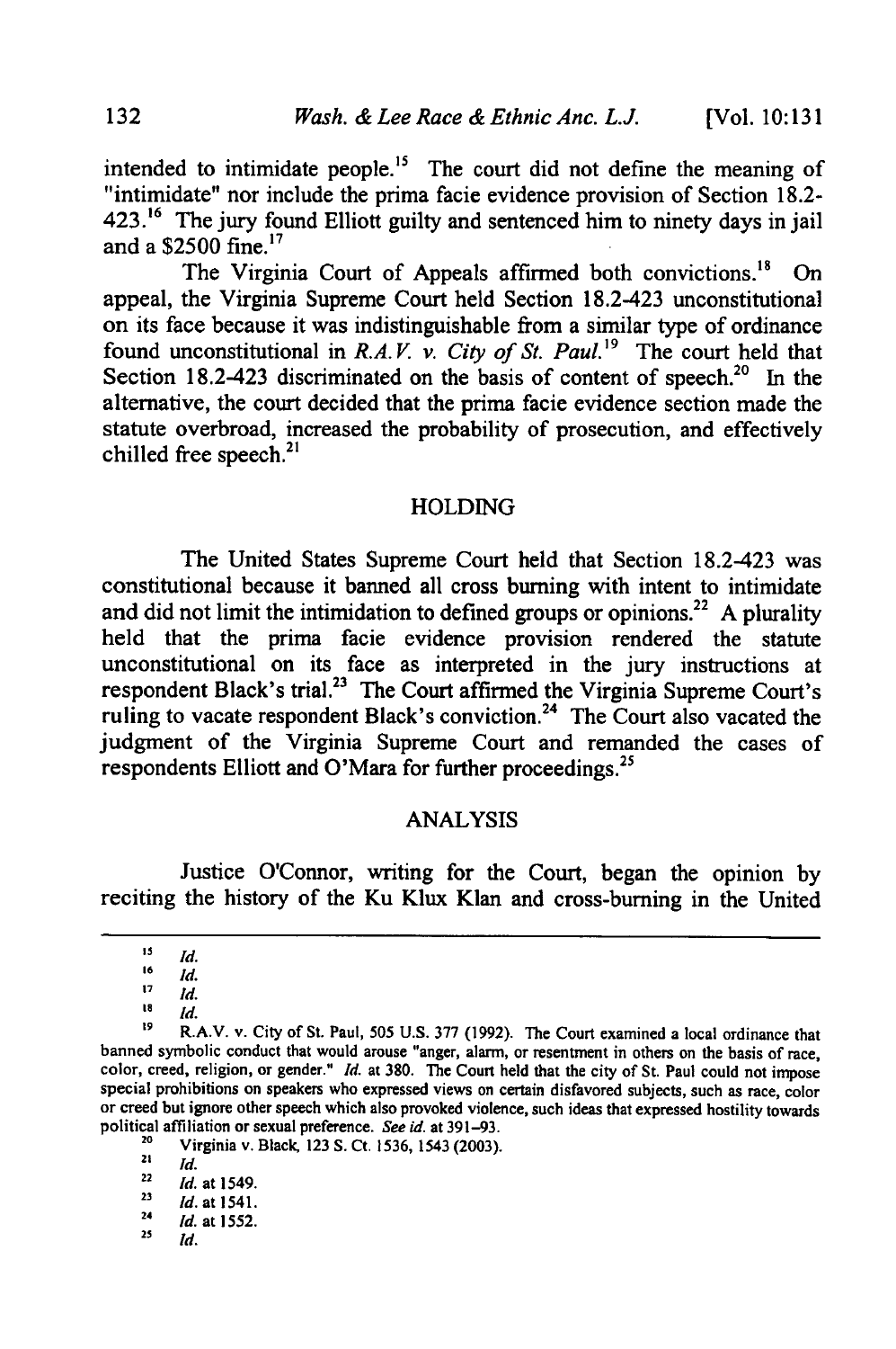intended to intimidate people.[15] The court did not define the meaning of "intimidate" nor include the prima facie evidence provision of Section 18.2-423.[16] The jury found Elliott guilty and sentenced him to ninety days in jail and a $2500 fine.[17]

The Virginia Court of Appeals affirmed both convictions.[18] On appeal, the Virginia Supreme Court held Section 18.2-423 unconstitutional on its face because it was indistinguishable from a similar type of ordinance found unconstitutional in *R.A.V. v. City of St. Paul.*[19] The court held that Section 18.2-423 discriminated on the basis of content of speech.[20] In the alternative, the court decided that the prima facie evidence section made the statute overbroad, increased the probability of prosecution, and effectively chilled free speech.[21]

## HOLDING

The United States Supreme Court held that Section 18.2-423 was constitutional because it banned all cross burning with intent to intimidate and did not limit the intimidation to defined groups or opinions.[22] A plurality held that the prima facie evidence provision rendered the statute unconstitutional on its face as interpreted in the jury instructions at respondent Black's trial.[23] The Court affirmed the Virginia Supreme Court's ruling to vacate respondent Black's conviction.[24] The Court also vacated the judgment of the Virginia Supreme Court and remanded the cases of respondents Elliott and O'Mara for further proceedings.[25]

## ANALYSIS

Justice O'Connor, writing for the Court, began the opinion by reciting the history of the Ku Klux Klan and cross-burning in the United

---

15. *Id.*
16. *Id.*
17. *Id.*
18. *Id.*
19. R.A.V. v. City of St. Paul, 505 U.S. 377 (1992). The Court examined a local ordinance that banned symbolic conduct that would arouse "anger, alarm, or resentment in others on the basis of race, color, creed, religion, or gender." *Id.* at 380. The Court held that the city of St. Paul could not impose special prohibitions on speakers who expressed views on certain disfavored subjects, such as race, color or creed but ignore other speech which also provoked violence, such ideas that expressed hostility towards political affiliation or sexual preference. *See id.* at 391–93.
20. Virginia v. Black, 123 S. Ct. 1536, 1543 (2003).
21. *Id.*
22. *Id.* at 1549.
23. *Id.* at 1541.
24. *Id.* at 1552.
25. *Id.*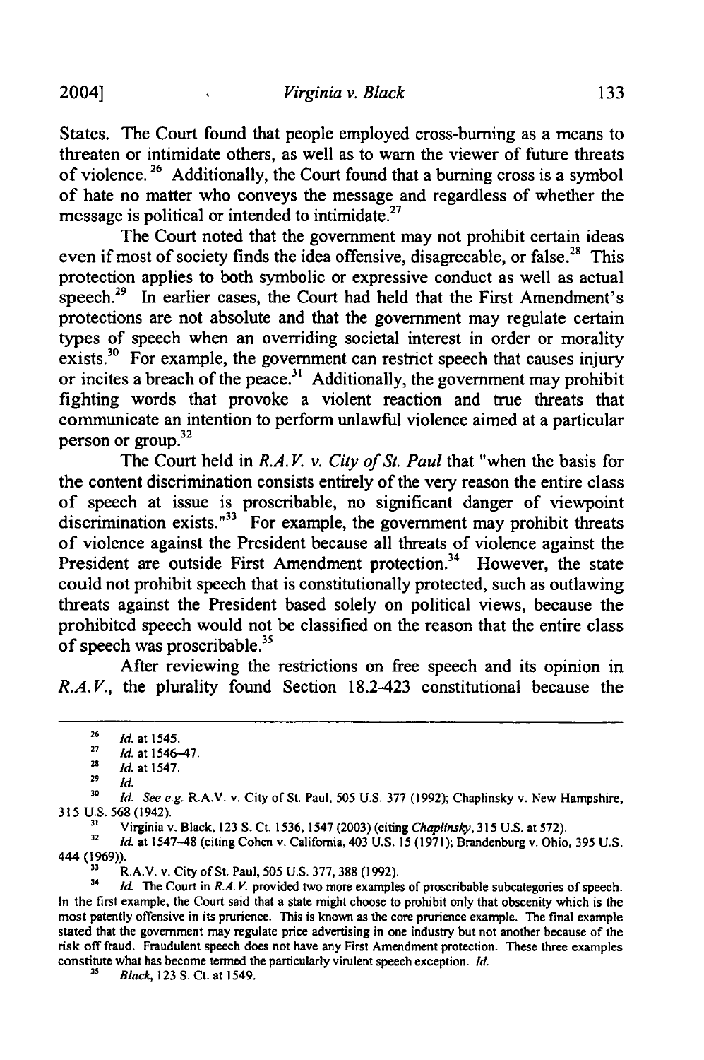States. The Court found that people employed cross-burning as a means to threaten or intimidate others, as well as to warn the viewer of future threats of violence.[26] Additionally, the Court found that a burning cross is a symbol of hate no matter who conveys the message and regardless of whether the message is political or intended to intimidate.[27]

The Court noted that the government may not prohibit certain ideas even if most of society finds the idea offensive, disagreeable, or false.[28] This protection applies to both symbolic or expressive conduct as well as actual speech.[29] In earlier cases, the Court had held that the First Amendment's protections are not absolute and that the government may regulate certain types of speech when an overriding societal interest in order or morality exists.[30] For example, the government can restrict speech that causes injury or incites a breach of the peace.[31] Additionally, the government may prohibit fighting words that provoke a violent reaction and true threats that communicate an intention to perform unlawful violence aimed at a particular person or group.[32]

The Court held in *R.A.V. v. City of St. Paul* that "when the basis for the content discrimination consists entirely of the very reason the entire class of speech at issue is proscribable, no significant danger of viewpoint discrimination exists."[33] For example, the government may prohibit threats of violence against the President because all threats of violence against the President are outside First Amendment protection.[34] However, the state could not prohibit speech that is constitutionally protected, such as outlawing threats against the President based solely on political views, because the prohibited speech would not be classified on the reason that the entire class of speech was proscribable.[35]

After reviewing the restrictions on free speech and its opinion in *R.A.V.*, the plurality found Section 18.2-423 constitutional because the

---

[26] *Id.* at 1545.

[27] *Id.* at 1546–47.

[28] *Id.* at 1547.

[29] *Id.*

[30] *Id. See e.g.* R.A.V. v. City of St. Paul, 505 U.S. 377 (1992); Chaplinsky v. New Hampshire, 315 U.S. 568 (1942).

[31] Virginia v. Black, 123 S. Ct. 1536, 1547 (2003) (citing *Chaplinsky*, 315 U.S. at 572).

[32] *Id.* at 1547–48 (citing Cohen v. California, 403 U.S. 15 (1971); Brandenburg v. Ohio, 395 U.S. 444 (1969)).

[33] R.A.V. v. City of St. Paul, 505 U.S. 377, 388 (1992).

[34] *Id.* The Court in *R.A.V.* provided two more examples of proscribable subcategories of speech. In the first example, the Court said that a state might choose to prohibit only that obscenity which is the most patently offensive in its prurience. This is known as the core prurience example. The final example stated that the government may regulate price advertising in one industry but not another because of the risk off fraud. Fraudulent speech does not have any First Amendment protection. These three examples constitute what has become termed the particularly virulent speech exception. *Id.*

[35] *Black*, 123 S. Ct. at 1549.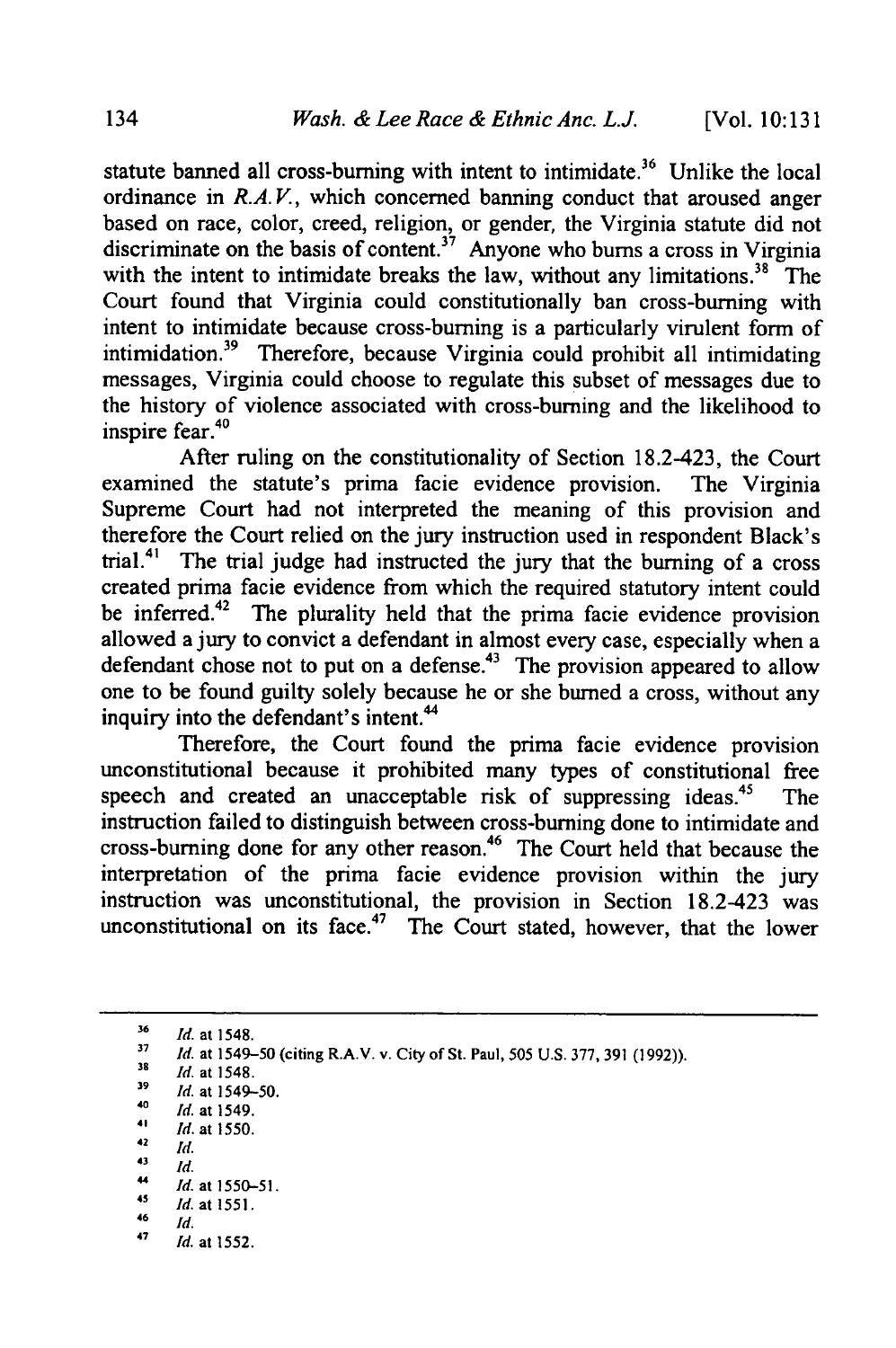statute banned all cross-burning with intent to intimidate.[36] Unlike the local ordinance in *R.A.V.*, which concerned banning conduct that aroused anger based on race, color, creed, religion, or gender, the Virginia statute did not discriminate on the basis of content.[37] Anyone who burns a cross in Virginia with the intent to intimidate breaks the law, without any limitations.[38] The Court found that Virginia could constitutionally ban cross-burning with intent to intimidate because cross-burning is a particularly virulent form of intimidation.[39] Therefore, because Virginia could prohibit all intimidating messages, Virginia could choose to regulate this subset of messages due to the history of violence associated with cross-burning and the likelihood to inspire fear.[40]

After ruling on the constitutionality of Section 18.2-423, the Court examined the statute's prima facie evidence provision. The Virginia Supreme Court had not interpreted the meaning of this provision and therefore the Court relied on the jury instruction used in respondent Black's trial.[41] The trial judge had instructed the jury that the burning of a cross created prima facie evidence from which the required statutory intent could be inferred.[42] The plurality held that the prima facie evidence provision allowed a jury to convict a defendant in almost every case, especially when a defendant chose not to put on a defense.[43] The provision appeared to allow one to be found guilty solely because he or she burned a cross, without any inquiry into the defendant's intent.[44]

Therefore, the Court found the prima facie evidence provision unconstitutional because it prohibited many types of constitutional free speech and created an unacceptable risk of suppressing ideas.[45] The instruction failed to distinguish between cross-burning done to intimidate and cross-burning done for any other reason.[46] The Court held that because the interpretation of the prima facie evidence provision within the jury instruction was unconstitutional, the provision in Section 18.2-423 was unconstitutional on its face.[47] The Court stated, however, that the lower

---

36. *Id.* at 1548.
37. *Id.* at 1549–50 (citing R.A.V. v. City of St. Paul, 505 U.S. 377, 391 (1992)).
38. *Id.* at 1548.
39. *Id.* at 1549–50.
40. *Id.* at 1549.
41. *Id.* at 1550.
42. *Id.*
43. *Id.*
44. *Id.* at 1550–51.
45. *Id.* at 1551.
46. *Id.*
47. *Id.* at 1552.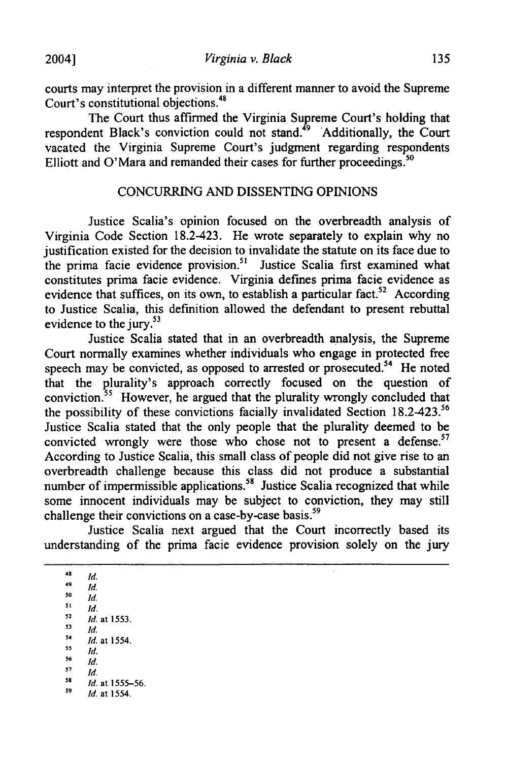courts may interpret the provision in a different manner to avoid the Supreme Court's constitutional objections.[48]

The Court thus affirmed the Virginia Supreme Court's holding that respondent Black's conviction could not stand.[49] Additionally, the Court vacated the Virginia Supreme Court's judgment regarding respondents Elliott and O'Mara and remanded their cases for further proceedings.[50]

## CONCURRING AND DISSENTING OPINIONS

Justice Scalia's opinion focused on the overbreadth analysis of Virginia Code Section 18.2-423. He wrote separately to explain why no justification existed for the decision to invalidate the statute on its face due to the prima facie evidence provision.[51] Justice Scalia first examined what constitutes prima facie evidence. Virginia defines prima facie evidence as evidence that suffices, on its own, to establish a particular fact.[52] According to Justice Scalia, this definition allowed the defendant to present rebuttal evidence to the jury.[53]

Justice Scalia stated that in an overbreadth analysis, the Supreme Court normally examines whether individuals who engage in protected free speech may be convicted, as opposed to arrested or prosecuted.[54] He noted that the plurality's approach correctly focused on the question of conviction.[55] However, he argued that the plurality wrongly concluded that the possibility of these convictions facially invalidated Section 18.2-423.[56] Justice Scalia stated that the only people that the plurality deemed to be convicted wrongly were those who chose not to present a defense.[57] According to Justice Scalia, this small class of people did not give rise to an overbreadth challenge because this class did not produce a substantial number of impermissible applications.[58] Justice Scalia recognized that while some innocent individuals may be subject to conviction, they may still challenge their convictions on a case-by-case basis.[59]

Justice Scalia next argued that the Court incorrectly based its understanding of the prima facie evidence provision solely on the jury

---

[48] *Id.*

[49] *Id.*

[50] *Id.*

[51] *Id.*

[52] *Id.* at 1553.

[53] *Id.*

[54] *Id.* at 1554.

[55] *Id.*

[56] *Id.*

[57] *Id.*

[58] *Id.* at 1555–56.

[59] *Id.* at 1554.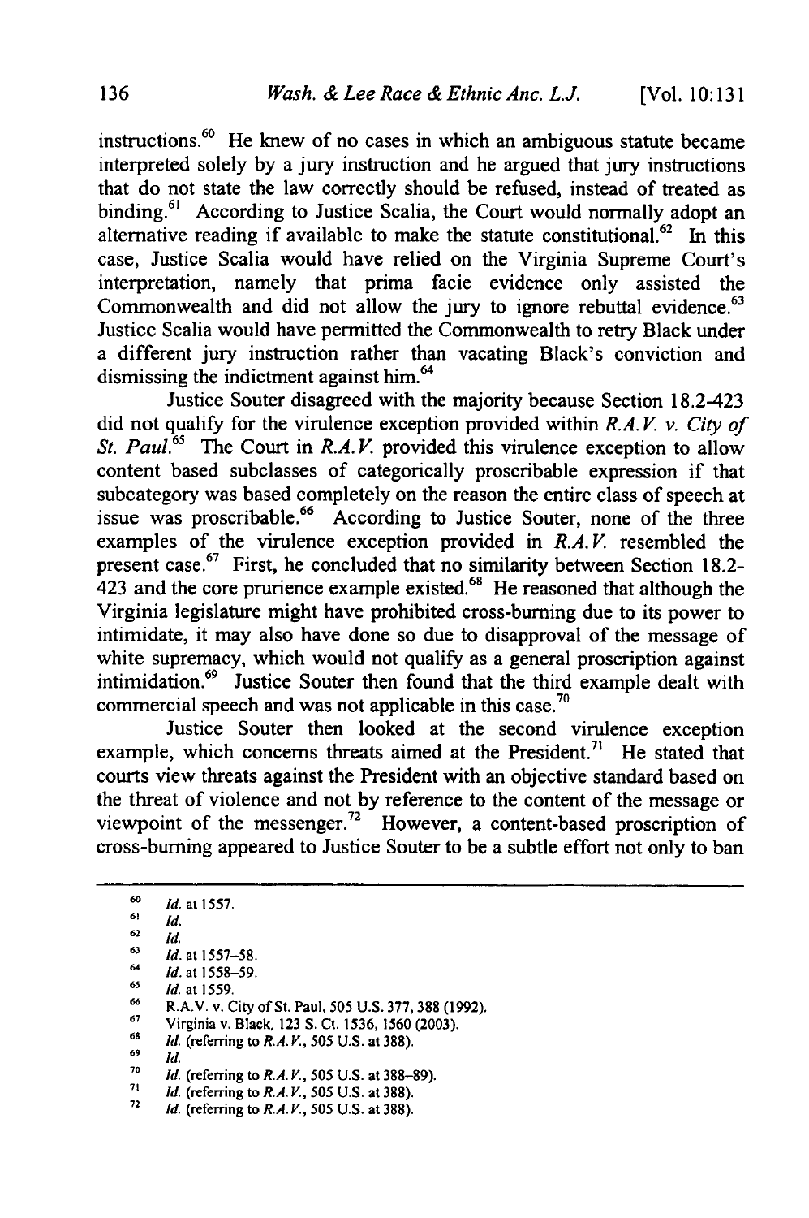instructions.[60] He knew of no cases in which an ambiguous statute became interpreted solely by a jury instruction and he argued that jury instructions that do not state the law correctly should be refused, instead of treated as binding.[61] According to Justice Scalia, the Court would normally adopt an alternative reading if available to make the statute constitutional.[62] In this case, Justice Scalia would have relied on the Virginia Supreme Court's interpretation, namely that prima facie evidence only assisted the Commonwealth and did not allow the jury to ignore rebuttal evidence.[63] Justice Scalia would have permitted the Commonwealth to retry Black under a different jury instruction rather than vacating Black's conviction and dismissing the indictment against him.[64]

Justice Souter disagreed with the majority because Section 18.2-423 did not qualify for the virulence exception provided within *R.A.V. v. City of St. Paul*.[65] The Court in *R.A.V.* provided this virulence exception to allow content based subclasses of categorically proscribable expression if that subcategory was based completely on the reason the entire class of speech at issue was proscribable.[66] According to Justice Souter, none of the three examples of the virulence exception provided in *R.A.V.* resembled the present case.[67] First, he concluded that no similarity between Section 18.2-423 and the core prurience example existed.[68] He reasoned that although the Virginia legislature might have prohibited cross-burning due to its power to intimidate, it may also have done so due to disapproval of the message of white supremacy, which would not qualify as a general proscription against intimidation.[69] Justice Souter then found that the third example dealt with commercial speech and was not applicable in this case.[70]

Justice Souter then looked at the second virulence exception example, which concerns threats aimed at the President.[71] He stated that courts view threats against the President with an objective standard based on the threat of violence and not by reference to the content of the message or viewpoint of the messenger.[72] However, a content-based proscription of cross-burning appeared to Justice Souter to be a subtle effort not only to ban

---

[60] *Id.* at 1557.

[61] *Id.*

[62] *Id.*

[63] *Id.* at 1557–58.

[64] *Id.* at 1558–59.

[65] *Id.* at 1559.

[66] R.A.V. v. City of St. Paul, 505 U.S. 377, 388 (1992).

[67] Virginia v. Black, 123 S. Ct. 1536, 1560 (2003).

[68] *Id.* (referring to *R.A.V.*, 505 U.S. at 388).

[69] *Id.*

[70] *Id.* (referring to *R.A.V.*, 505 U.S. at 388–89).

[71] *Id.* (referring to *R.A.V.*, 505 U.S. at 388).

[72] *Id.* (referring to *R.A.V.*, 505 U.S. at 388).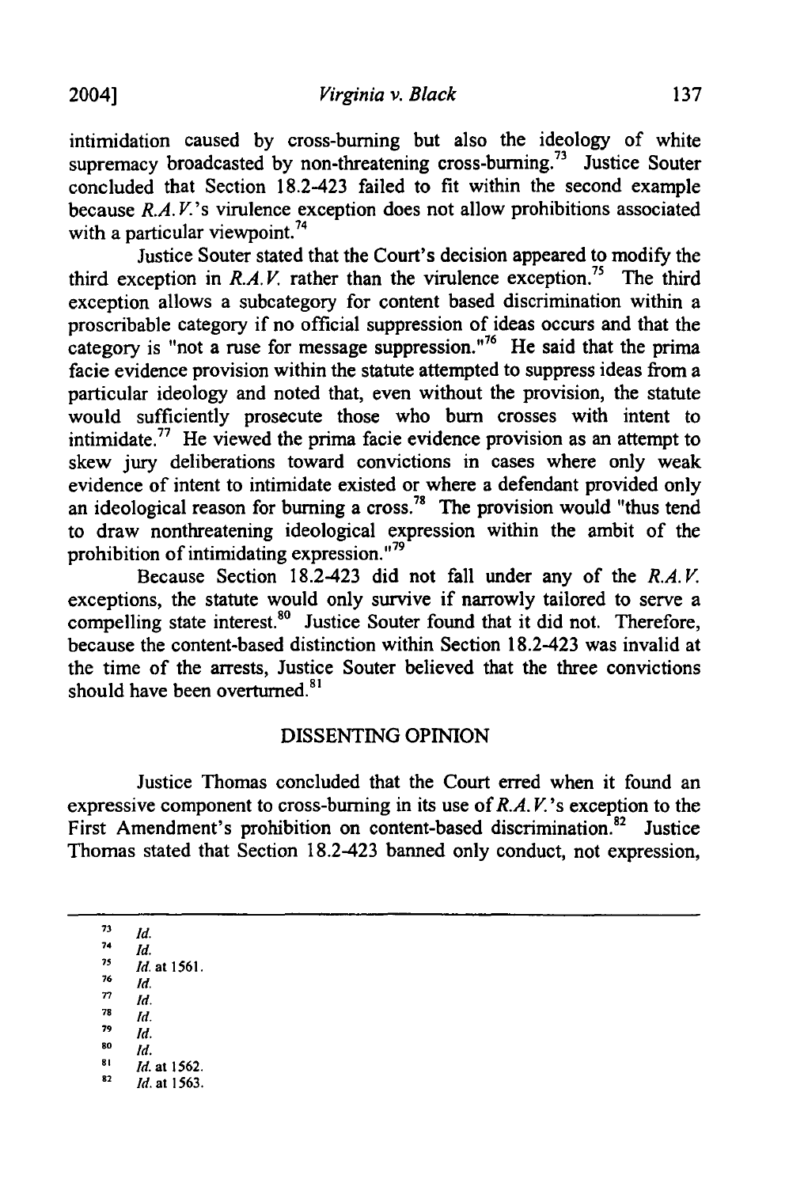intimidation caused by cross-burning but also the ideology of white supremacy broadcasted by non-threatening cross-burning.[73] Justice Souter concluded that Section 18.2-423 failed to fit within the second example because *R.A.V.*'s virulence exception does not allow prohibitions associated with a particular viewpoint.[74]

Justice Souter stated that the Court's decision appeared to modify the third exception in *R.A.V.* rather than the virulence exception.[75] The third exception allows a subcategory for content based discrimination within a proscribable category if no official suppression of ideas occurs and that the category is "not a ruse for message suppression."[76] He said that the prima facie evidence provision within the statute attempted to suppress ideas from a particular ideology and noted that, even without the provision, the statute would sufficiently prosecute those who burn crosses with intent to intimidate.[77] He viewed the prima facie evidence provision as an attempt to skew jury deliberations toward convictions in cases where only weak evidence of intent to intimidate existed or where a defendant provided only an ideological reason for burning a cross.[78] The provision would "thus tend to draw nonthreatening ideological expression within the ambit of the prohibition of intimidating expression."[79]

Because Section 18.2-423 did not fall under any of the *R.A.V.* exceptions, the statute would only survive if narrowly tailored to serve a compelling state interest.[80] Justice Souter found that it did not. Therefore, because the content-based distinction within Section 18.2-423 was invalid at the time of the arrests, Justice Souter believed that the three convictions should have been overturned.[81]

## DISSENTING OPINION

Justice Thomas concluded that the Court erred when it found an expressive component to cross-burning in its use of *R.A.V.*'s exception to the First Amendment's prohibition on content-based discrimination.[82] Justice Thomas stated that Section 18.2-423 banned only conduct, not expression,

---

[73] *Id.*

[74] *Id.*

[75] *Id.* at 1561.

[76] *Id.*

[77] *Id.*

[78] *Id.*

[79] *Id.*

[80] *Id.*

[81] *Id.* at 1562.

[82] *Id.* at 1563.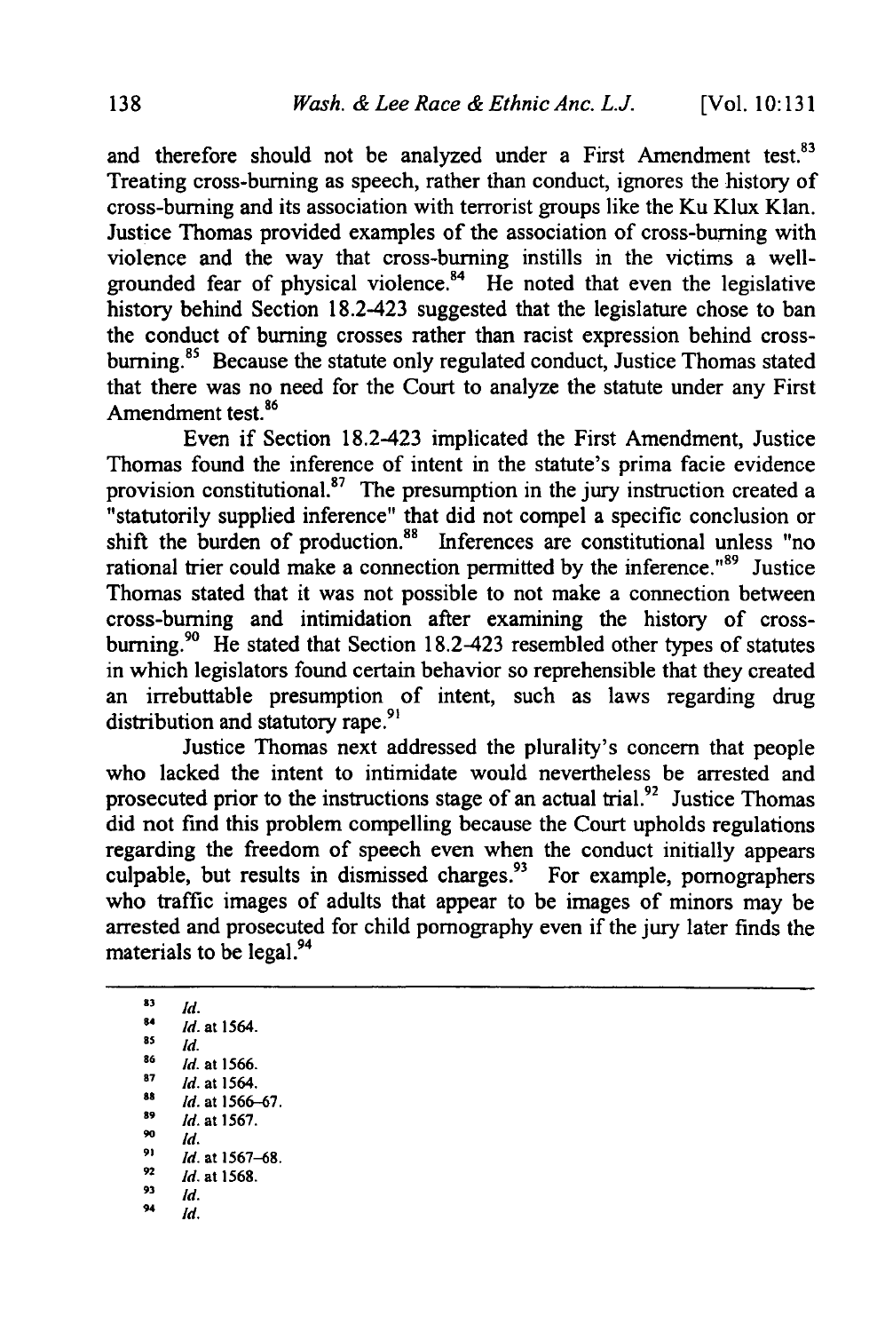and therefore should not be analyzed under a First Amendment test.[83] Treating cross-burning as speech, rather than conduct, ignores the history of cross-burning and its association with terrorist groups like the Ku Klux Klan. Justice Thomas provided examples of the association of cross-burning with violence and the way that cross-burning instills in the victims a well-grounded fear of physical violence.[84] He noted that even the legislative history behind Section 18.2-423 suggested that the legislature chose to ban the conduct of burning crosses rather than racist expression behind cross-burning.[85] Because the statute only regulated conduct, Justice Thomas stated that there was no need for the Court to analyze the statute under any First Amendment test.[86]

Even if Section 18.2-423 implicated the First Amendment, Justice Thomas found the inference of intent in the statute's prima facie evidence provision constitutional.[87] The presumption in the jury instruction created a "statutorily supplied inference" that did not compel a specific conclusion or shift the burden of production.[88] Inferences are constitutional unless "no rational trier could make a connection permitted by the inference."[89] Justice Thomas stated that it was not possible to not make a connection between cross-burning and intimidation after examining the history of cross-burning.[90] He stated that Section 18.2-423 resembled other types of statutes in which legislators found certain behavior so reprehensible that they created an irrebuttable presumption of intent, such as laws regarding drug distribution and statutory rape.[91]

Justice Thomas next addressed the plurality's concern that people who lacked the intent to intimidate would nevertheless be arrested and prosecuted prior to the instructions stage of an actual trial.[92] Justice Thomas did not find this problem compelling because the Court upholds regulations regarding the freedom of speech even when the conduct initially appears culpable, but results in dismissed charges.[93] For example, pornographers who traffic images of adults that appear to be images of minors may be arrested and prosecuted for child pornography even if the jury later finds the materials to be legal.[94]

---

[83] *Id.*

[84] *Id.* at 1564.

[85] *Id.*

[86] *Id.* at 1566.

[87] *Id.* at 1564.

[88] *Id.* at 1566–67.

[89] *Id.* at 1567.

[90] *Id.*

[91] *Id.* at 1567–68.

[92] *Id.* at 1568.

[93] *Id.*

[94] *Id.*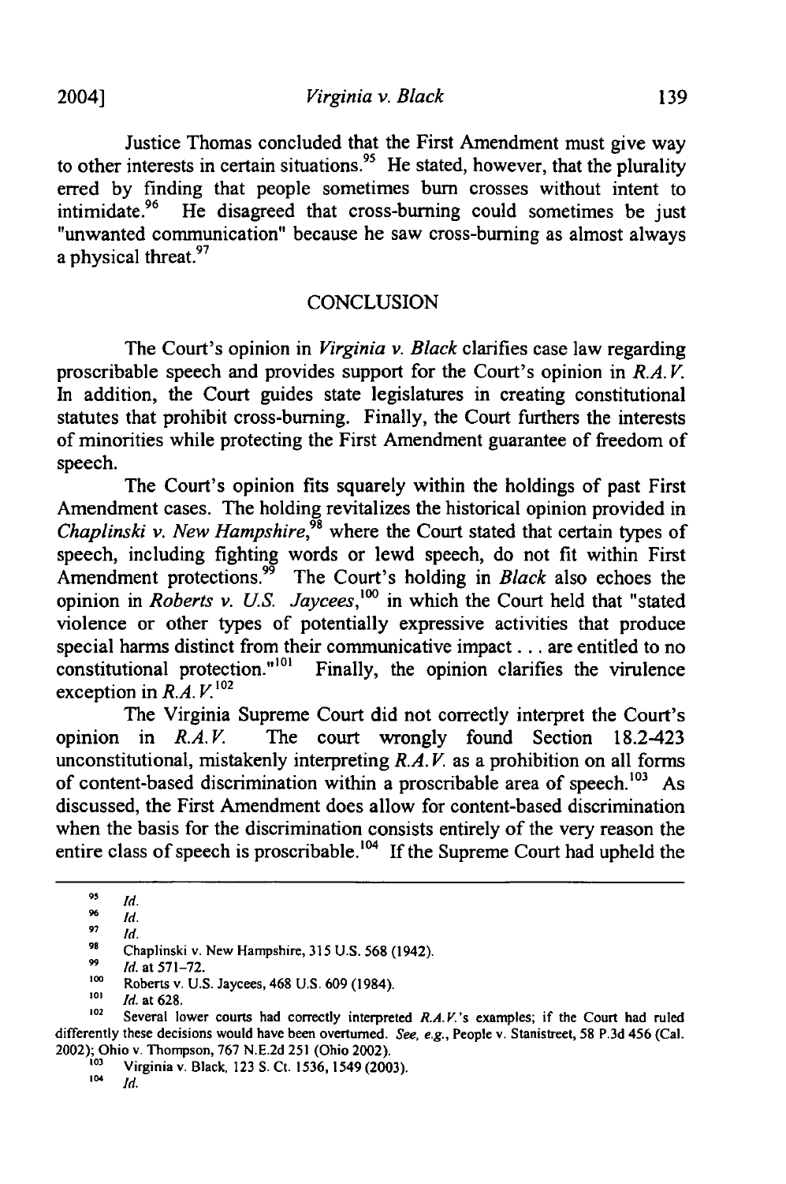Justice Thomas concluded that the First Amendment must give way to other interests in certain situations.[95] He stated, however, that the plurality erred by finding that people sometimes burn crosses without intent to intimidate.[96] He disagreed that cross-burning could sometimes be just "unwanted communication" because he saw cross-burning as almost always a physical threat.[97]

## CONCLUSION

The Court's opinion in *Virginia v. Black* clarifies case law regarding proscribable speech and provides support for the Court's opinion in *R.A.V.* In addition, the Court guides state legislatures in creating constitutional statutes that prohibit cross-burning. Finally, the Court furthers the interests of minorities while protecting the First Amendment guarantee of freedom of speech.

The Court's opinion fits squarely within the holdings of past First Amendment cases. The holding revitalizes the historical opinion provided in *Chaplinski v. New Hampshire*,[98] where the Court stated that certain types of speech, including fighting words or lewd speech, do not fit within First Amendment protections.[99] The Court's holding in *Black* also echoes the opinion in *Roberts v. U.S. Jaycees*,[100] in which the Court held that "stated violence or other types of potentially expressive activities that produce special harms distinct from their communicative impact . . . are entitled to no constitutional protection."[101] Finally, the opinion clarifies the virulence exception in *R.A.V.*[102]

The Virginia Supreme Court did not correctly interpret the Court's opinion in *R.A.V.* The court wrongly found Section 18.2-423 unconstitutional, mistakenly interpreting *R.A.V.* as a prohibition on all forms of content-based discrimination within a proscribable area of speech.[103] As discussed, the First Amendment does allow for content-based discrimination when the basis for the discrimination consists entirely of the very reason the entire class of speech is proscribable.[104] If the Supreme Court had upheld the

---

[95] *Id.*

[96] *Id.*

[97] *Id.*

[98] Chaplinski v. New Hampshire, 315 U.S. 568 (1942).

[99] *Id.* at 571–72.

[100] Roberts v. U.S. Jaycees, 468 U.S. 609 (1984).

[101] *Id.* at 628.

[102] Several lower courts had correctly interpreted *R.A.V.*'s examples; if the Court had ruled differently these decisions would have been overturned. *See, e.g.*, People v. Stanistreet, 58 P.3d 456 (Cal. 2002); Ohio v. Thompson, 767 N.E.2d 251 (Ohio 2002).

[103] Virginia v. Black, 123 S. Ct. 1536, 1549 (2003).

[104] *Id.*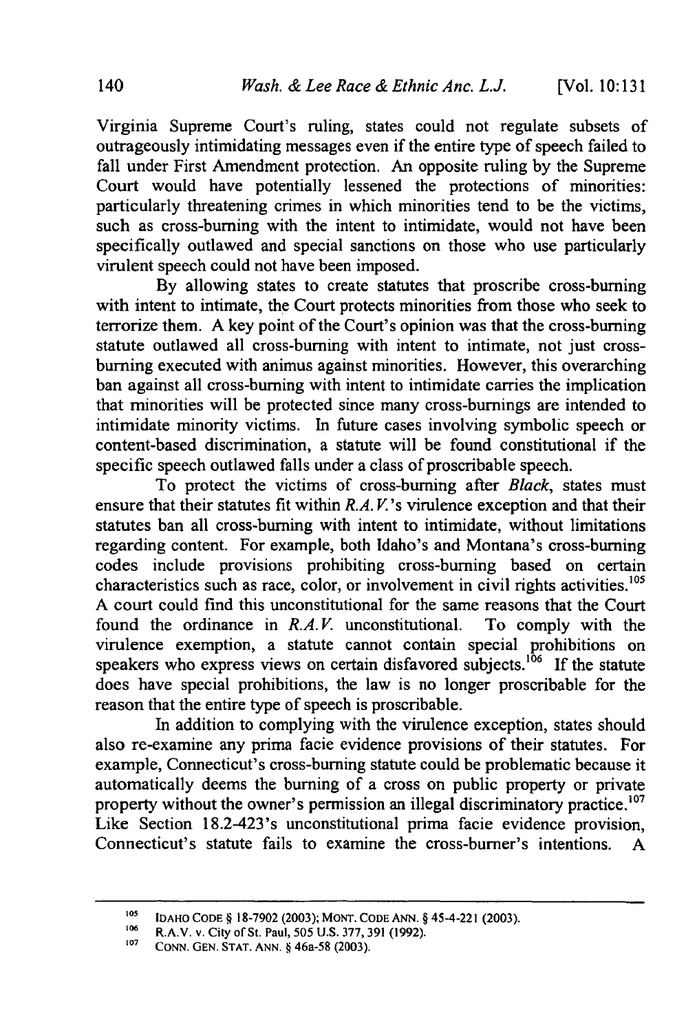Virginia Supreme Court's ruling, states could not regulate subsets of outrageously intimidating messages even if the entire type of speech failed to fall under First Amendment protection. An opposite ruling by the Supreme Court would have potentially lessened the protections of minorities: particularly threatening crimes in which minorities tend to be the victims, such as cross-burning with the intent to intimidate, would not have been specifically outlawed and special sanctions on those who use particularly virulent speech could not have been imposed.

By allowing states to create statutes that proscribe cross-burning with intent to intimate, the Court protects minorities from those who seek to terrorize them. A key point of the Court's opinion was that the cross-burning statute outlawed all cross-burning with intent to intimate, not just cross-burning executed with animus against minorities. However, this overarching ban against all cross-burning with intent to intimidate carries the implication that minorities will be protected since many cross-burnings are intended to intimidate minority victims. In future cases involving symbolic speech or content-based discrimination, a statute will be found constitutional if the specific speech outlawed falls under a class of proscribable speech.

To protect the victims of cross-burning after *Black*, states must ensure that their statutes fit within *R.A.V.*'s virulence exception and that their statutes ban all cross-burning with intent to intimidate, without limitations regarding content. For example, both Idaho's and Montana's cross-burning codes include provisions prohibiting cross-burning based on certain characteristics such as race, color, or involvement in civil rights activities.[105] A court could find this unconstitutional for the same reasons that the Court found the ordinance in *R.A.V.* unconstitutional. To comply with the virulence exemption, a statute cannot contain special prohibitions on speakers who express views on certain disfavored subjects.[106] If the statute does have special prohibitions, the law is no longer proscribable for the reason that the entire type of speech is proscribable.

In addition to complying with the virulence exception, states should also re-examine any prima facie evidence provisions of their statutes. For example, Connecticut's cross-burning statute could be problematic because it automatically deems the burning of a cross on public property or private property without the owner's permission an illegal discriminatory practice.[107] Like Section 18.2-423's unconstitutional prima facie evidence provision, Connecticut's statute fails to examine the cross-burner's intentions. A

---

[105] IDAHO CODE § 18-7902 (2003); MONT. CODE ANN. § 45-4-221 (2003).

[106] R.A.V. v. City of St. Paul, 505 U.S. 377, 391 (1992).

[107] CONN. GEN. STAT. ANN. § 46a-58 (2003).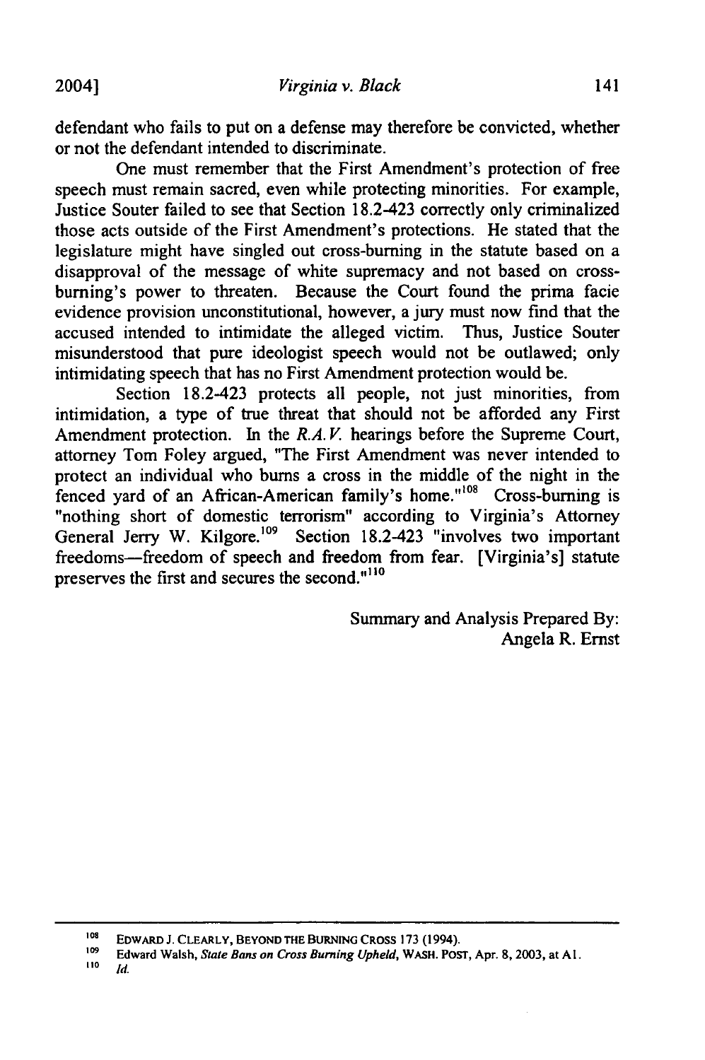defendant who fails to put on a defense may therefore be convicted, whether or not the defendant intended to discriminate.

One must remember that the First Amendment's protection of free speech must remain sacred, even while protecting minorities. For example, Justice Souter failed to see that Section 18.2-423 correctly only criminalized those acts outside of the First Amendment's protections. He stated that the legislature might have singled out cross-burning in the statute based on a disapproval of the message of white supremacy and not based on cross-burning's power to threaten. Because the Court found the prima facie evidence provision unconstitutional, however, a jury must now find that the accused intended to intimidate the alleged victim. Thus, Justice Souter misunderstood that pure ideologist speech would not be outlawed; only intimidating speech that has no First Amendment protection would be.

Section 18.2-423 protects all people, not just minorities, from intimidation, a type of true threat that should not be afforded any First Amendment protection. In the *R.A.V.* hearings before the Supreme Court, attorney Tom Foley argued, "The First Amendment was never intended to protect an individual who burns a cross in the middle of the night in the fenced yard of an African-American family's home."[108] Cross-burning is "nothing short of domestic terrorism" according to Virginia's Attorney General Jerry W. Kilgore.[109] Section 18.2-423 "involves two important freedoms—freedom of speech and freedom from fear. [Virginia's] statute preserves the first and secures the second."[110]

Summary and Analysis Prepared By:
Angela R. Ernst

---

108 EDWARD J. CLEARLY, BEYOND THE BURNING CROSS 173 (1994).

109 Edward Walsh, *State Bans on Cross Burning Upheld*, WASH. POST, Apr. 8, 2003, at A1.

110 *Id.*